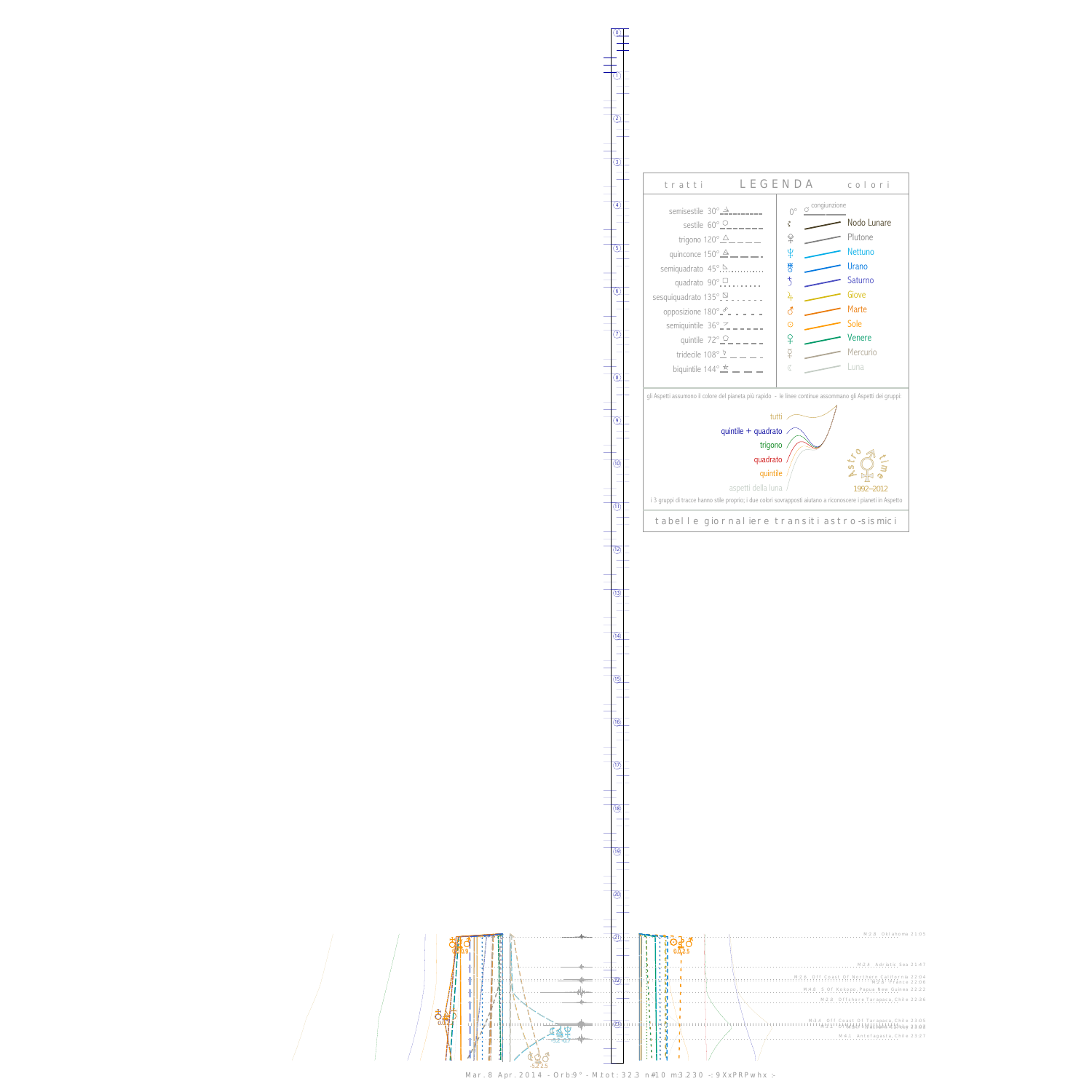## LEGENDA

**tratti**

- semisestile 30°
- sestile 60°
- trigono 120°
- quinconce 150°
- semiquadrato 45°
- quadrato 90°
- sesquiquadrato 135°
- opposizione 180°
- semiquintile 36°
- quintile 72°
- tridecile 108°
- biquintile 144°

**colori**

- 0° congiunzione
- Nodo Lunare
- Plutone
- Nettuno
- Urano
- Saturno
- Giove
- Marte
- Sole
- Venere
- Mercurio
- Luna

gli Aspetti assumono il colore del pianeta più rapido - le linee continue assommano gli Aspetti dei gruppi:

- tutti
- quintile + quadrato
- trigono
- quadrato
- quintile
- aspetti della luna

Astro time 1992–2012

i 3 gruppi di tracce hanno stile proprio; i due colori sovrapposti aiutano a riconoscere i pianeti in Aspetto

tabelle giornaliere transiti astro-sismici

M:2.8 Oklahoma 21:05

M:3.4 Adriatic Sea 21:47

M:2.6 Off Coast Of Northern California 22:04

M:2.5 France 22:06

M:4.8 S Of Kokopo Papua New Guinea 22:22

M:2.8 Offshore Tarapaca Chile 22:36

M:3.4 Off Coast Of Tarapaca Chile 23:05

M:4.1 Antofagasta Chile 23:27

Mar. 8 Apr. 2014 - Orb:9° - M.tot: 32.3 n#10 m:3.230 -: 9XxPRPwhx :-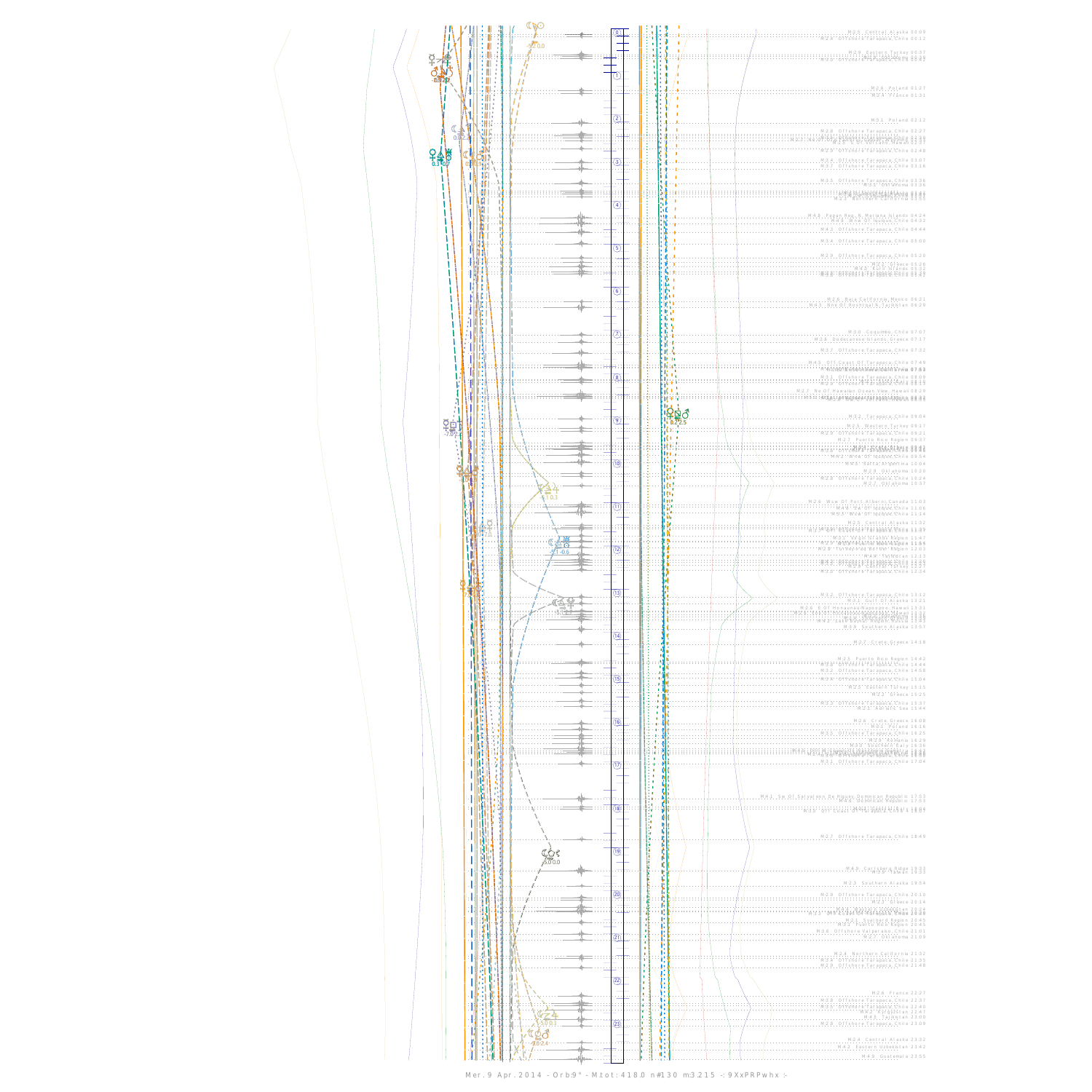M2.5 Central Alaska 00:09
M2.4 Offshore Tarapaca, Chile 00:12
M2.8 Eastern Turkey 00:37
M2.8 Offshore Tarapaca, Chile 00:42
M2.8 Poland 01:27
M2.4 France 01:31
M3.1 Poland 02:12
M2.8 Offshore Tarapaca, Chile 02:27
M2.5 Offshore Tarapaca, Chile 02:48
M3.4 Offshore Tarapaca, Chile 03:07
M3.7 Offshore Tarapaca, Chile 03:16
M3.5 Offshore Tarapaca, Chile 03:36
M2.5 Oklahoma 03:36
M4.8 Pagan Reg. N. Mariana Islands 04:24
M4.5 Wnw Of Iquique, Chile 04:32
M4.2 Offshore Tarapaca, Chile 04:44
M3.4 Offshore Tarapaca, Chile 05:00
M2.8 Offshore Tarapaca, Chile 05:20
M2.7 Greece 05:26
M3.8 Offshore Tarapaca, Chile 05:42
M2.6 Baja California, Mexico 06:21
M4.5 Nne Of Roshtqal'A, Tajikistan 06:29
M3.0 Coquimbo, Chile 07:07
M2.8 Dodecanese Islands, Greece 07:17
M3.7 Offshore Tarapaca, Chile 07:32
M4.5 Off Coast Of Tarapaca, Chile 07:49
M3.1 Offshore Tarapaca, Chile 08:09
M2.9 Offshore Tarapaca, Chile 08:15
M2.7 Ne Of Hawaiian Ocean View, Hawaii 08:29
M3.2 Tarapaca, Chile 09:04
M2.5 Western Turkey 09:17
M2.9 Offshore Tarapaca, Chile 09:21
M2.7 Puerto Rico Region 09:37
M4.2 Wnw Of Iquique, Chile 09:54
M4.5 Salta, Argentina 10:04
M2.9 Oklahoma 10:20
M2.9 Offshore Tarapaca, Chile 10:24
M2.7 Oklahoma 10:37
M2.6 Wsw Of Port Alberni, Canada 11:03
M4.9 Sw Of Iquique, Chile 11:06
M5.3 Wsw Of Iquique, Chile 11:14
M2.5 Central Alaska 11:32
M3.6 Off Coast Of Tarapaca, Chile 11:37
M2.9 Turkey-Iran Border Region 12:03
M4.9 Tajikistan 12:13
M3.0 Offshore Tarapaca, Chile 12:34
M3.2 Offshore Tarapaca, Chile 13:12
M3.1 Gulf Of Alaska 13:21
M2.6 E Of Honaunau-Napoopoo, Hawaii 13:31
M3.9 Southern Alaska 13:57
M2.7 Crete, Greece 14:18
M2.5 Puerto Rico Region 14:42
M2.8 Offshore Tarapaca, Chile 14:44
M3.2 Offshore Tarapaca, Chile 14:58
M2.8 Offshore Tarapaca, Chile 15:04
M2.5 Eastern Turkey 15:15
M2.3 Greece 15:25
M2.3 Offshore Tarapaca, Chile 15:37
M2.3 Adriatic Sea 15:44
M2.8 Crete, Greece 16:08
M3.1 Poland 16:16
M3.1 Offshore Tarapaca, Chile 16:25
M2.5 Romania 16:29
M3.0 Southern Italy 16:36
M3.1 Offshore Tarapaca, Chile 17:04
M4.1 Sw Of Salvaleon De Higuey, Dominican Republic 17:53
M4.4 Dominican Republic 17:53
M2.7 Offshore Tarapaca, Chile 18:49
M4.9 Carlsberg Ridge 19:33
M3.5 Taiwan 19:33
M2.3 Southern Alaska 19:54
M2.9 Offshore Tarapaca, Chile 20:10
M2.3 Greece 20:14
M2.1 Svalbard Region 20:45
M3.1 Puerto Rico Region 20:45
M3.6 Offshore Valparaiso, Chile 21:01
M2.7 Oklahoma 21:09
M2.4 Northern California 21:32
M2.8 Offshore Tarapaca, Chile 21:35
M2.9 Offshore Tarapaca, Chile 21:48
M2.6 France 22:27
M3.8 Offshore Tarapaca, Chile 22:37
M2.5 Offshore Tarapaca, Chile 22:40
M4.2 Kyrgyzstan 22:47
M4.1 Tajikistan 23:00
M2.8 Offshore Tarapaca, Chile 23:09
M2.4 Central Alaska 23:32
M4.2 Eastern Uzbekistan 23:42
M4.9 Guatemala 23:55

Mer. 9 Apr. 2014 - Orb:9° - M.tot: 418.0 n#130 m3.215 -: 9XxPRPwhx :-